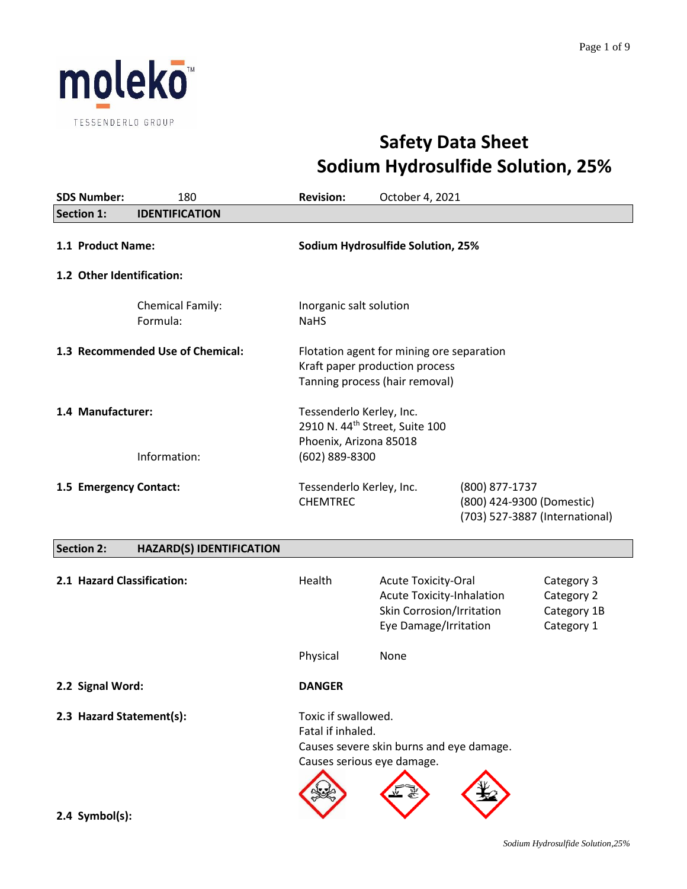# Safety Data Sheet
# Sodium Hydrosulfide Solution, 25%

**SDS Number:** 180 **Revision:** October 4, 2021

## Section 1: IDENTIFICATION

**1.1 Product Name:** **Sodium Hydrosulfide Solution, 25%**

**1.2 Other Identification:**

| | |
|---|---|
| Chemical Family: | Inorganic salt solution |
| Formula: | NaHS |

**1.3 Recommended Use of Chemical:**

Flotation agent for mining ore separation
Kraft paper production process
Tanning process (hair removal)

**1.4 Manufacturer:**

Tessenderlo Kerley, Inc.
2910 N. 44th Street, Suite 100
Phoenix, Arizona 85018

Information: (602) 889-8300

**1.5 Emergency Contact:**

| | |
|---|---|
| Tessenderlo Kerley, Inc. | (800) 877-1737 |
| CHEMTREC | (800) 424-9300 (Domestic) |
| | (703) 527-3887 (International) |

## Section 2: HAZARD(S) IDENTIFICATION

**2.1 Hazard Classification:**

| | | |
|---|---|---|
| Health | Acute Toxicity-Oral | Category 3 |
| | Acute Toxicity-Inhalation | Category 2 |
| | Skin Corrosion/Irritation | Category 1B |
| | Eye Damage/Irritation | Category 1 |
| Physical | None | |

**2.2 Signal Word:** **DANGER**

**2.3 Hazard Statement(s):**

Toxic if swallowed.
Fatal if inhaled.
Causes severe skin burns and eye damage.
Causes serious eye damage.

**2.4 Symbol(s):**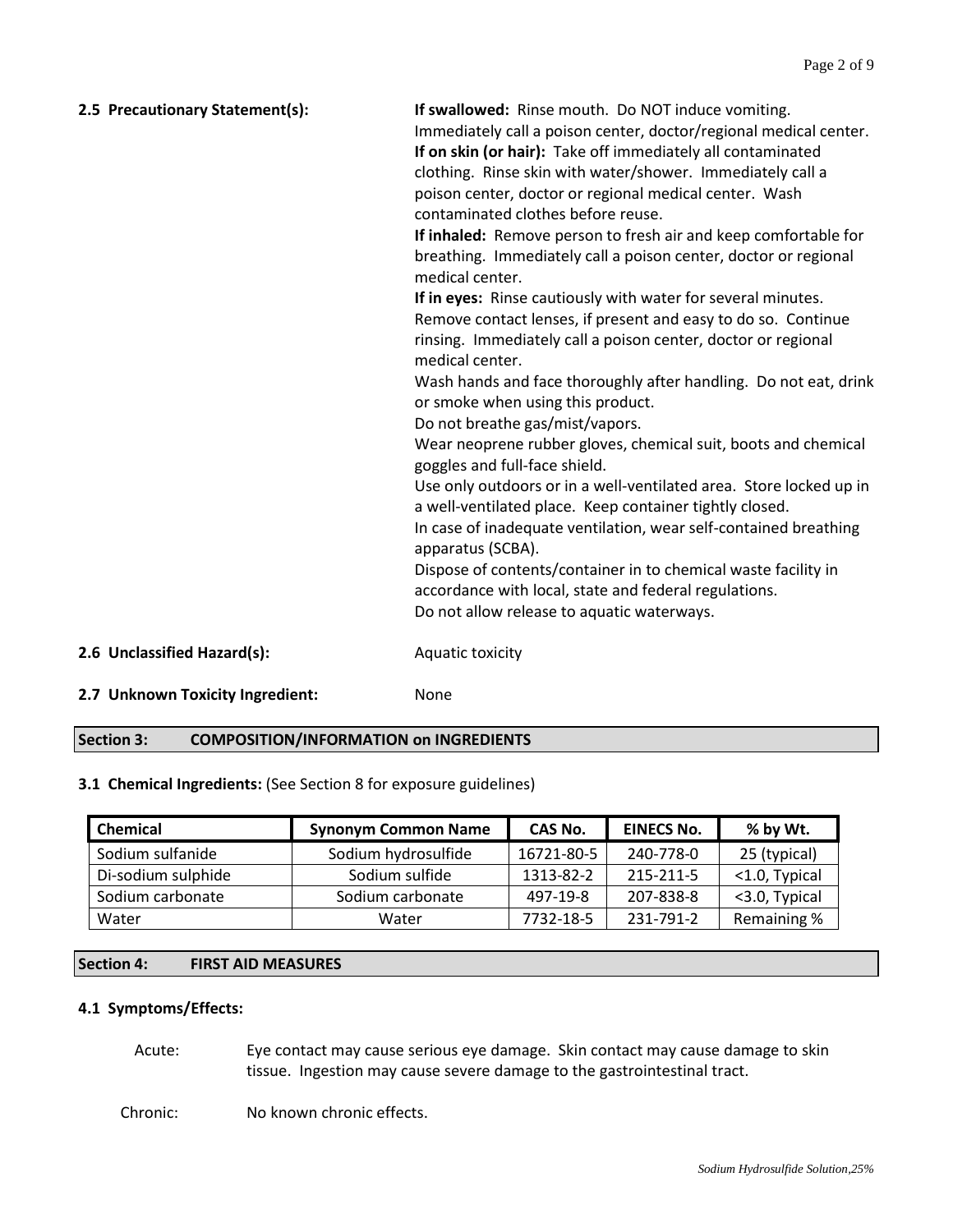**2.5 Precautionary Statement(s):**

**If swallowed:** Rinse mouth. Do NOT induce vomiting. Immediately call a poison center, doctor/regional medical center.
**If on skin (or hair):** Take off immediately all contaminated clothing. Rinse skin with water/shower. Immediately call a poison center, doctor or regional medical center. Wash contaminated clothes before reuse.
**If inhaled:** Remove person to fresh air and keep comfortable for breathing. Immediately call a poison center, doctor or regional medical center.
**If in eyes:** Rinse cautiously with water for several minutes. Remove contact lenses, if present and easy to do so. Continue rinsing. Immediately call a poison center, doctor or regional medical center.
Wash hands and face thoroughly after handling. Do not eat, drink or smoke when using this product.
Do not breathe gas/mist/vapors.
Wear neoprene rubber gloves, chemical suit, boots and chemical goggles and full-face shield.
Use only outdoors or in a well-ventilated area. Store locked up in a well-ventilated place. Keep container tightly closed.
In case of inadequate ventilation, wear self-contained breathing apparatus (SCBA).
Dispose of contents/container in to chemical waste facility in accordance with local, state and federal regulations.
Do not allow release to aquatic waterways.

**2.6 Unclassified Hazard(s):** Aquatic toxicity

**2.7 Unknown Toxicity Ingredient:** None

## Section 3: COMPOSITION/INFORMATION on INGREDIENTS

**3.1 Chemical Ingredients:** (See Section 8 for exposure guidelines)

| Chemical | Synonym Common Name | CAS No. | EINECS No. | % by Wt. |
|---|---|---|---|---|
| Sodium sulfanide | Sodium hydrosulfide | 16721-80-5 | 240-778-0 | 25 (typical) |
| Di-sodium sulphide | Sodium sulfide | 1313-82-2 | 215-211-5 | <1.0, Typical |
| Sodium carbonate | Sodium carbonate | 497-19-8 | 207-838-8 | <3.0, Typical |
| Water | Water | 7732-18-5 | 231-791-2 | Remaining % |

## Section 4: FIRST AID MEASURES

**4.1 Symptoms/Effects:**

Acute: Eye contact may cause serious eye damage. Skin contact may cause damage to skin tissue. Ingestion may cause severe damage to the gastrointestinal tract.

Chronic: No known chronic effects.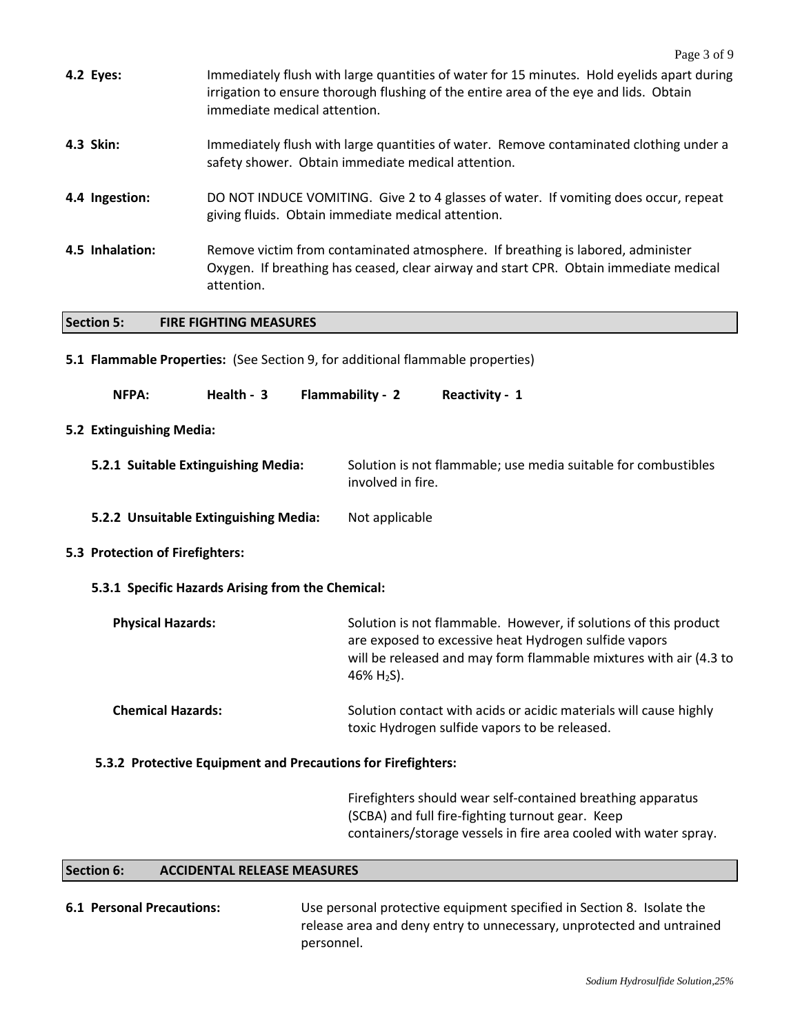**4.2 Eyes:** Immediately flush with large quantities of water for 15 minutes. Hold eyelids apart during irrigation to ensure thorough flushing of the entire area of the eye and lids. Obtain immediate medical attention.

**4.3 Skin:** Immediately flush with large quantities of water. Remove contaminated clothing under a safety shower. Obtain immediate medical attention.

**4.4 Ingestion:** DO NOT INDUCE VOMITING. Give 2 to 4 glasses of water. If vomiting does occur, repeat giving fluids. Obtain immediate medical attention.

**4.5 Inhalation:** Remove victim from contaminated atmosphere. If breathing is labored, administer Oxygen. If breathing has ceased, clear airway and start CPR. Obtain immediate medical attention.

## Section 5: FIRE FIGHTING MEASURES

**5.1 Flammable Properties:** (See Section 9, for additional flammable properties)

**NFPA:** **Health - 3** **Flammability - 2** **Reactivity - 1**

**5.2 Extinguishing Media:**

**5.2.1 Suitable Extinguishing Media:** Solution is not flammable; use media suitable for combustibles involved in fire.

**5.2.2 Unsuitable Extinguishing Media:** Not applicable

**5.3 Protection of Firefighters:**

**5.3.1 Specific Hazards Arising from the Chemical:**

**Physical Hazards:** Solution is not flammable. However, if solutions of this product are exposed to excessive heat Hydrogen sulfide vapors will be released and may form flammable mixtures with air (4.3 to 46% $H_2S$).

**Chemical Hazards:** Solution contact with acids or acidic materials will cause highly toxic Hydrogen sulfide vapors to be released.

**5.3.2 Protective Equipment and Precautions for Firefighters:**

Firefighters should wear self-contained breathing apparatus (SCBA) and full fire-fighting turnout gear. Keep containers/storage vessels in fire area cooled with water spray.

## Section 6: ACCIDENTAL RELEASE MEASURES

**6.1 Personal Precautions:** Use personal protective equipment specified in Section 8. Isolate the release area and deny entry to unnecessary, unprotected and untrained personnel.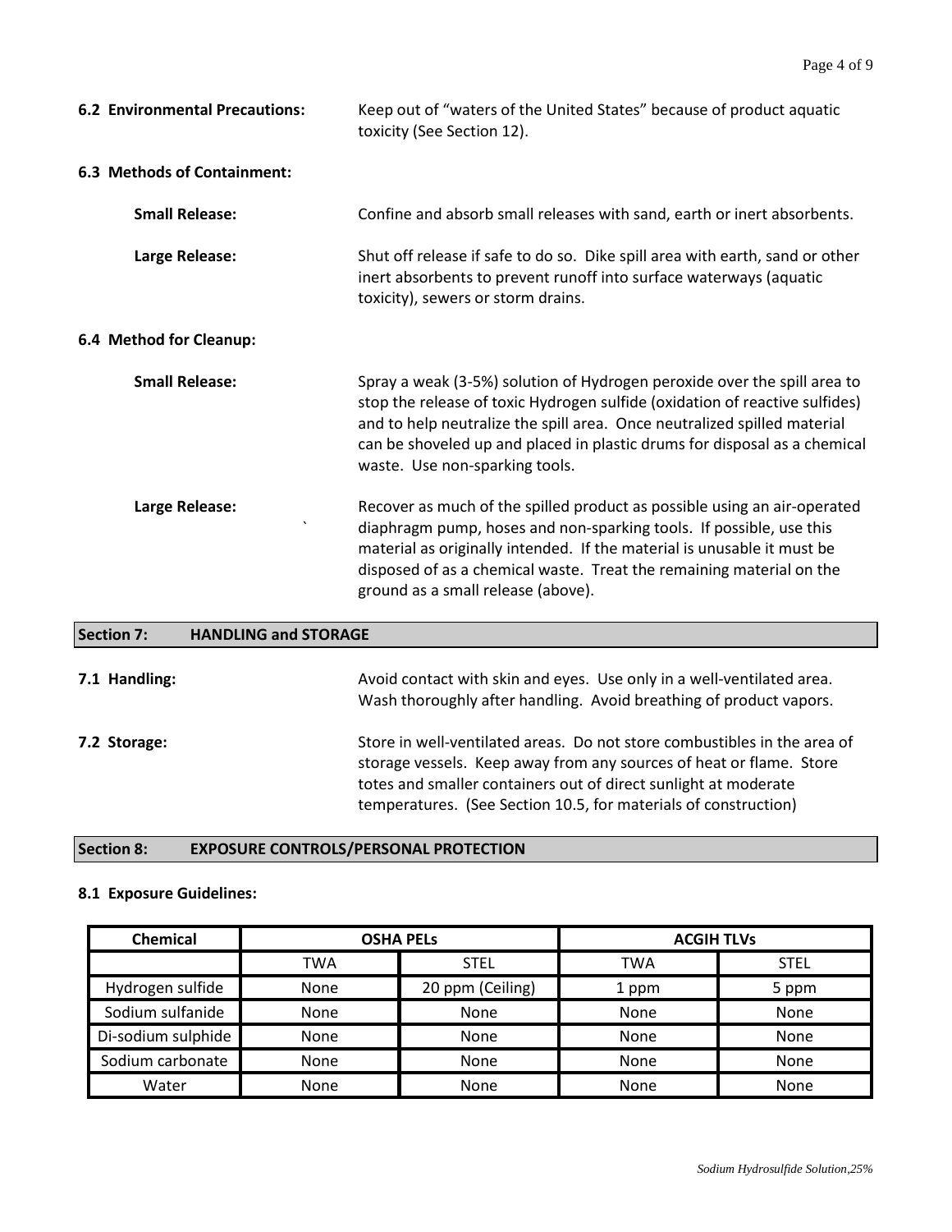**6.2 Environmental Precautions:** Keep out of "waters of the United States" because of product aquatic toxicity (See Section 12).

**6.3 Methods of Containment:**

**Small Release:** Confine and absorb small releases with sand, earth or inert absorbents.

**Large Release:** Shut off release if safe to do so. Dike spill area with earth, sand or other inert absorbents to prevent runoff into surface waterways (aquatic toxicity), sewers or storm drains.

**6.4 Method for Cleanup:**

**Small Release:** Spray a weak (3-5%) solution of Hydrogen peroxide over the spill area to stop the release of toxic Hydrogen sulfide (oxidation of reactive sulfides) and to help neutralize the spill area. Once neutralized spilled material can be shoveled up and placed in plastic drums for disposal as a chemical waste. Use non-sparking tools.

**Large Release:** Recover as much of the spilled product as possible using an air-operated diaphragm pump, hoses and non-sparking tools. If possible, use this material as originally intended. If the material is unusable it must be disposed of as a chemical waste. Treat the remaining material on the ground as a small release (above).

## Section 7: HANDLING and STORAGE

**7.1 Handling:** Avoid contact with skin and eyes. Use only in a well-ventilated area. Wash thoroughly after handling. Avoid breathing of product vapors.

**7.2 Storage:** Store in well-ventilated areas. Do not store combustibles in the area of storage vessels. Keep away from any sources of heat or flame. Store totes and smaller containers out of direct sunlight at moderate temperatures. (See Section 10.5, for materials of construction)

## Section 8: EXPOSURE CONTROLS/PERSONAL PROTECTION

**8.1 Exposure Guidelines:**

| Chemical | OSHA PELs | | ACGIH TLVs | |
|---|---|---|---|---|
| | TWA | STEL | TWA | STEL |
| Hydrogen sulfide | None | 20 ppm (Ceiling) | 1 ppm | 5 ppm |
| Sodium sulfanide | None | None | None | None |
| Di-sodium sulphide | None | None | None | None |
| Sodium carbonate | None | None | None | None |
| Water | None | None | None | None |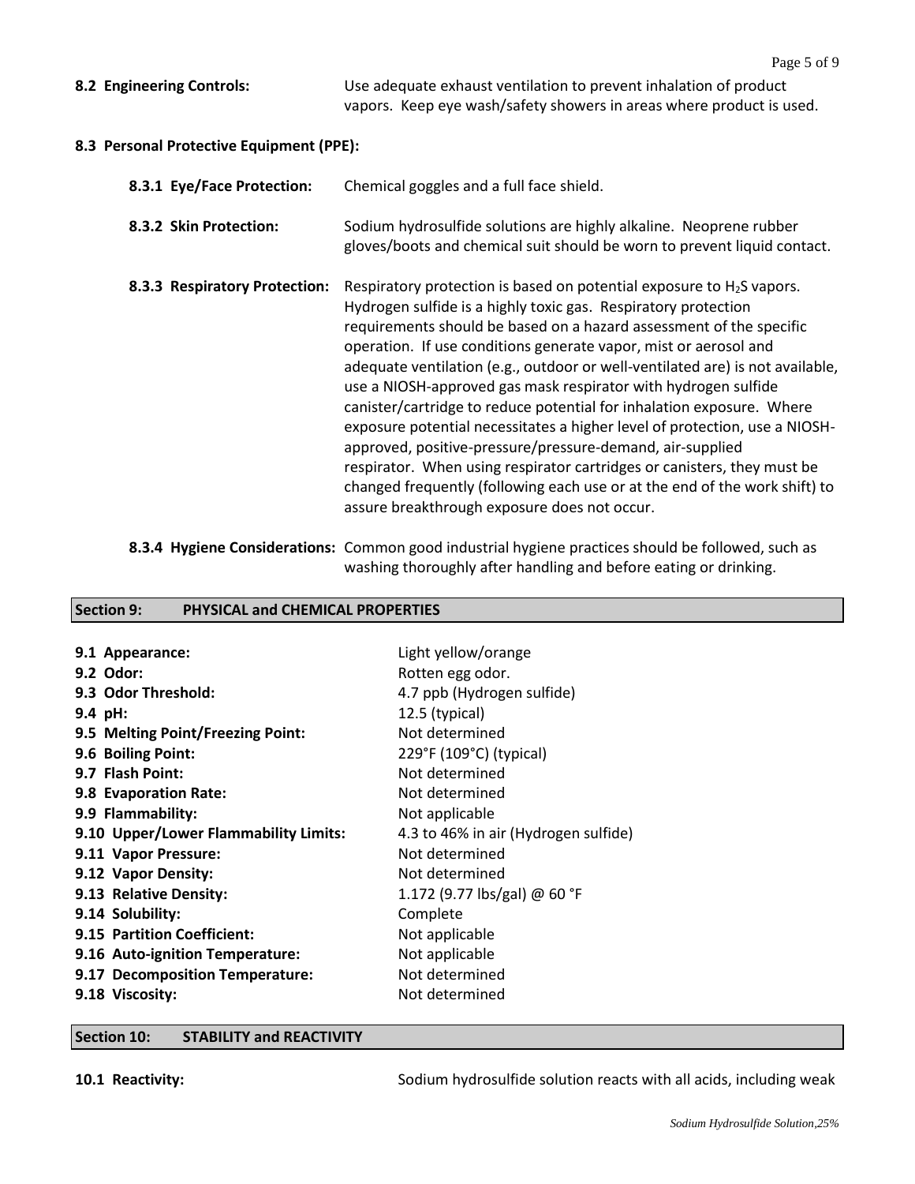**8.2 Engineering Controls:** Use adequate exhaust ventilation to prevent inhalation of product vapors. Keep eye wash/safety showers in areas where product is used.

**8.3 Personal Protective Equipment (PPE):**

**8.3.1 Eye/Face Protection:** Chemical goggles and a full face shield.

**8.3.2 Skin Protection:** Sodium hydrosulfide solutions are highly alkaline. Neoprene rubber gloves/boots and chemical suit should be worn to prevent liquid contact.

**8.3.3 Respiratory Protection:** Respiratory protection is based on potential exposure to $H_2S$ vapors. Hydrogen sulfide is a highly toxic gas. Respiratory protection requirements should be based on a hazard assessment of the specific operation. If use conditions generate vapor, mist or aerosol and adequate ventilation (e.g., outdoor or well-ventilated are) is not available, use a NIOSH-approved gas mask respirator with hydrogen sulfide canister/cartridge to reduce potential for inhalation exposure. Where exposure potential necessitates a higher level of protection, use a NIOSH-approved, positive-pressure/pressure-demand, air-supplied respirator. When using respirator cartridges or canisters, they must be changed frequently (following each use or at the end of the work shift) to assure breakthrough exposure does not occur.

**8.3.4 Hygiene Considerations:** Common good industrial hygiene practices should be followed, such as washing thoroughly after handling and before eating or drinking.

## Section 9: PHYSICAL and CHEMICAL PROPERTIES

| | |
|---|---|
| **9.1 Appearance:** | Light yellow/orange |
| **9.2 Odor:** | Rotten egg odor. |
| **9.3 Odor Threshold:** | 4.7 ppb (Hydrogen sulfide) |
| **9.4 pH:** | 12.5 (typical) |
| **9.5 Melting Point/Freezing Point:** | Not determined |
| **9.6 Boiling Point:** | 229°F (109°C) (typical) |
| **9.7 Flash Point:** | Not determined |
| **9.8 Evaporation Rate:** | Not determined |
| **9.9 Flammability:** | Not applicable |
| **9.10 Upper/Lower Flammability Limits:** | 4.3 to 46% in air (Hydrogen sulfide) |
| **9.11 Vapor Pressure:** | Not determined |
| **9.12 Vapor Density:** | Not determined |
| **9.13 Relative Density:** | 1.172 (9.77 lbs/gal) @ 60 °F |
| **9.14 Solubility:** | Complete |
| **9.15 Partition Coefficient:** | Not applicable |
| **9.16 Auto-ignition Temperature:** | Not applicable |
| **9.17 Decomposition Temperature:** | Not determined |
| **9.18 Viscosity:** | Not determined |

## Section 10: STABILITY and REACTIVITY

**10.1 Reactivity:** Sodium hydrosulfide solution reacts with all acids, including weak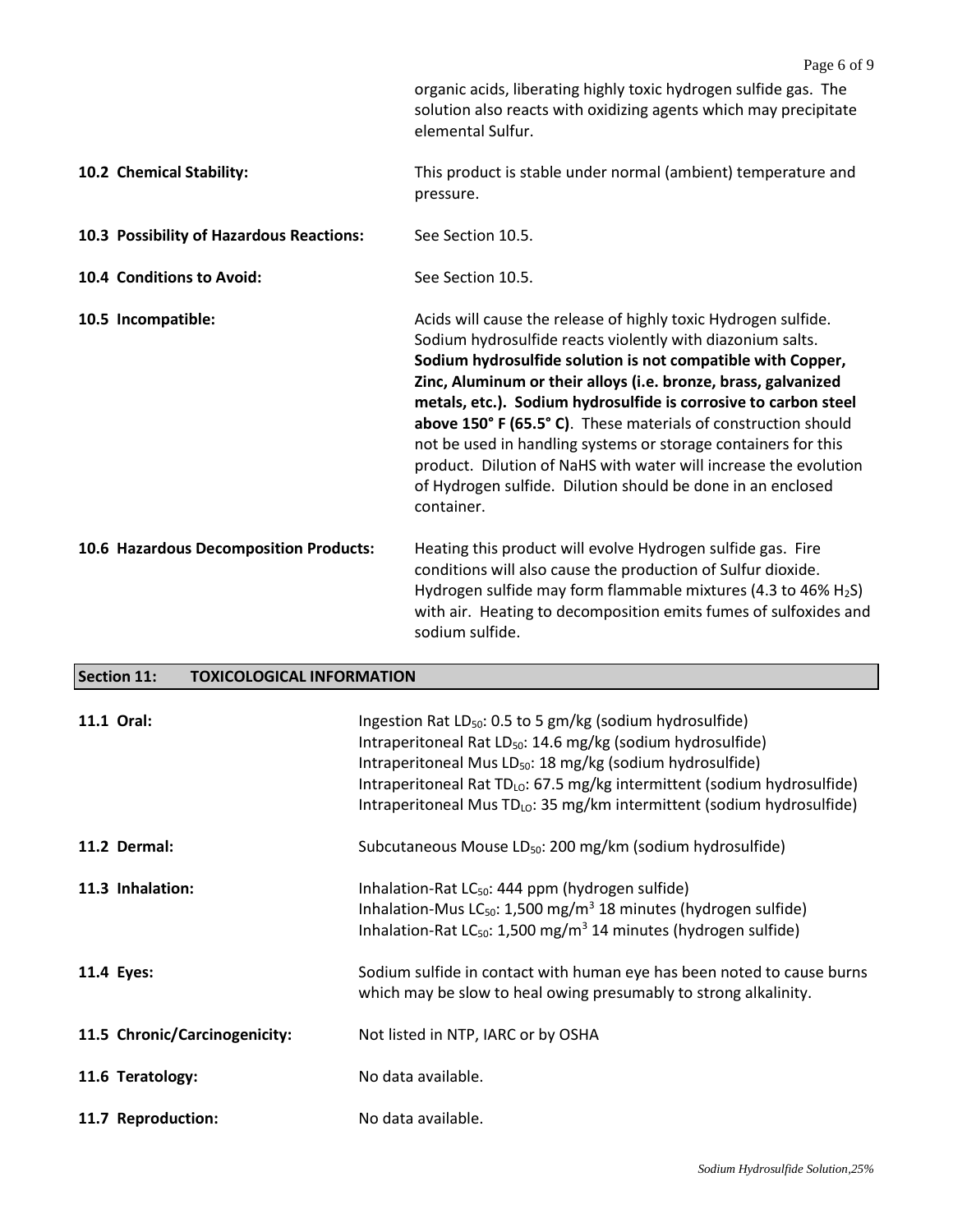organic acids, liberating highly toxic hydrogen sulfide gas. The solution also reacts with oxidizing agents which may precipitate elemental Sulfur.

**10.2 Chemical Stability:** This product is stable under normal (ambient) temperature and pressure.

**10.3 Possibility of Hazardous Reactions:** See Section 10.5.

**10.4 Conditions to Avoid:** See Section 10.5.

**10.5 Incompatible:** Acids will cause the release of highly toxic Hydrogen sulfide. Sodium hydrosulfide reacts violently with diazonium salts. **Sodium hydrosulfide solution is not compatible with Copper, Zinc, Aluminum or their alloys (i.e. bronze, brass, galvanized metals, etc.). Sodium hydrosulfide is corrosive to carbon steel above 150° F (65.5° C)**. These materials of construction should not be used in handling systems or storage containers for this product. Dilution of NaHS with water will increase the evolution of Hydrogen sulfide. Dilution should be done in an enclosed container.

**10.6 Hazardous Decomposition Products:** Heating this product will evolve Hydrogen sulfide gas. Fire conditions will also cause the production of Sulfur dioxide. Hydrogen sulfide may form flammable mixtures (4.3 to 46% $H_2S$) with air. Heating to decomposition emits fumes of sulfoxides and sodium sulfide.

## Section 11: TOXICOLOGICAL INFORMATION

**11.1 Oral:**
Ingestion Rat $LD_{50}$: 0.5 to 5 gm/kg (sodium hydrosulfide)
Intraperitoneal Rat $LD_{50}$: 14.6 mg/kg (sodium hydrosulfide)
Intraperitoneal Mus $LD_{50}$: 18 mg/kg (sodium hydrosulfide)
Intraperitoneal Rat $TD_{LO}$: 67.5 mg/kg intermittent (sodium hydrosulfide)
Intraperitoneal Mus $TD_{LO}$: 35 mg/km intermittent (sodium hydrosulfide)

**11.2 Dermal:** Subcutaneous Mouse $LD_{50}$: 200 mg/km (sodium hydrosulfide)

**11.3 Inhalation:**
Inhalation-Rat $LC_{50}$: 444 ppm (hydrogen sulfide)
Inhalation-Mus $LC_{50}$: 1,500 mg/m$^3$ 18 minutes (hydrogen sulfide)
Inhalation-Rat $LC_{50}$: 1,500 mg/m$^3$ 14 minutes (hydrogen sulfide)

**11.4 Eyes:** Sodium sulfide in contact with human eye has been noted to cause burns which may be slow to heal owing presumably to strong alkalinity.

**11.5 Chronic/Carcinogenicity:** Not listed in NTP, IARC or by OSHA

**11.6 Teratology:** No data available.

**11.7 Reproduction:** No data available.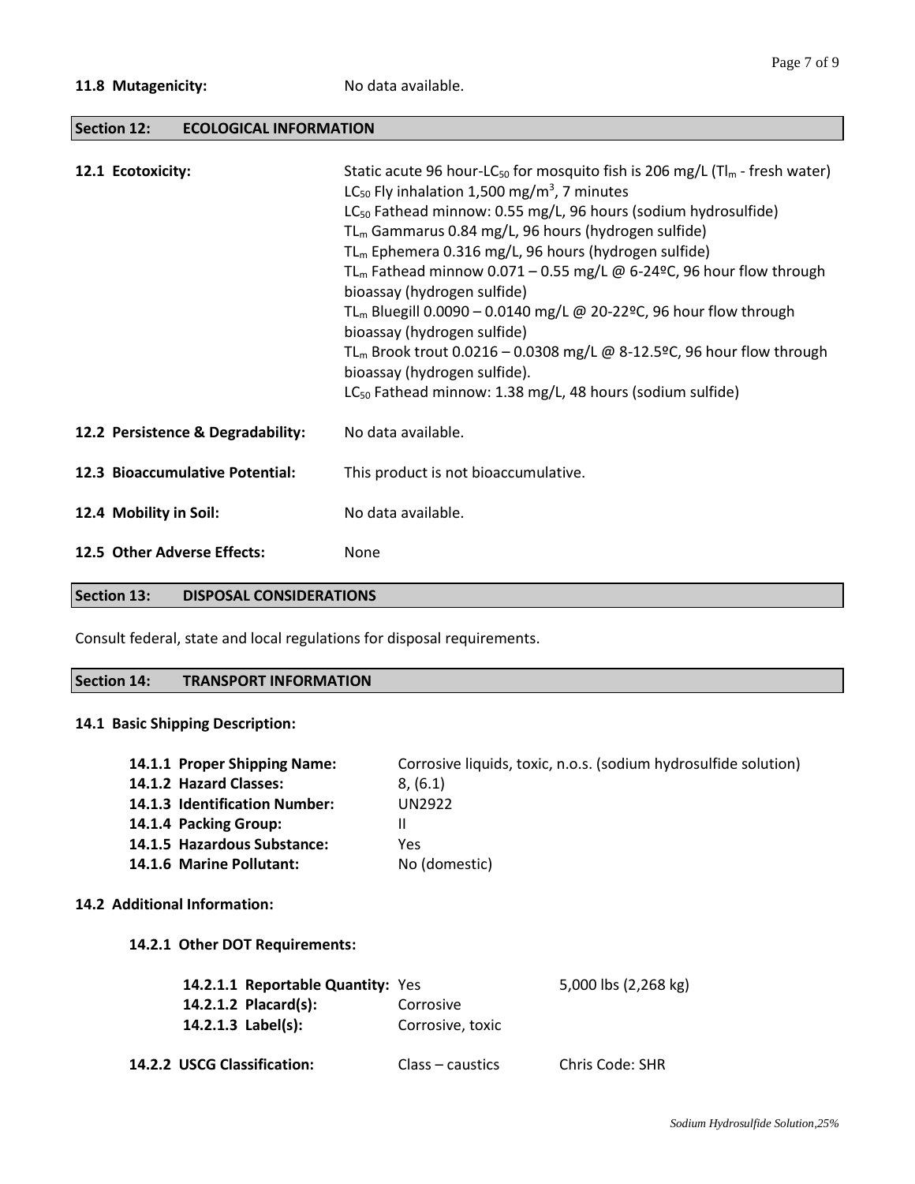**11.8 Mutagenicity:** No data available.

## Section 12: ECOLOGICAL INFORMATION

**12.1 Ecotoxicity:**

Static acute 96 hour-$LC_{50}$ for mosquito fish is 206 mg/L ($Tl_m$ - fresh water)
$LC_{50}$ Fly inhalation 1,500 mg/$m^3$, 7 minutes
$LC_{50}$ Fathead minnow: 0.55 mg/L, 96 hours (sodium hydrosulfide)
$TL_m$ Gammarus 0.84 mg/L, 96 hours (hydrogen sulfide)
$TL_m$ Ephemera 0.316 mg/L, 96 hours (hydrogen sulfide)
$TL_m$ Fathead minnow 0.071 – 0.55 mg/L @ 6-24ºC, 96 hour flow through bioassay (hydrogen sulfide)
$TL_m$ Bluegill 0.0090 – 0.0140 mg/L @ 20-22ºC, 96 hour flow through bioassay (hydrogen sulfide)
$TL_m$ Brook trout 0.0216 – 0.0308 mg/L @ 8-12.5ºC, 96 hour flow through bioassay (hydrogen sulfide).
$LC_{50}$ Fathead minnow: 1.38 mg/L, 48 hours (sodium sulfide)

**12.2 Persistence & Degradability:** No data available.

**12.3 Bioaccumulative Potential:** This product is not bioaccumulative.

**12.4 Mobility in Soil:** No data available.

**12.5 Other Adverse Effects:** None

## Section 13: DISPOSAL CONSIDERATIONS

Consult federal, state and local regulations for disposal requirements.

## Section 14: TRANSPORT INFORMATION

**14.1 Basic Shipping Description:**

**14.1.1 Proper Shipping Name:** Corrosive liquids, toxic, n.o.s. (sodium hydrosulfide solution)
**14.1.2 Hazard Classes:** 8, (6.1)
**14.1.3 Identification Number:** UN2922
**14.1.4 Packing Group:** II
**14.1.5 Hazardous Substance:** Yes
**14.1.6 Marine Pollutant:** No (domestic)

**14.2 Additional Information:**

**14.2.1 Other DOT Requirements:**

**14.2.1.1 Reportable Quantity:** Yes 5,000 lbs (2,268 kg)
**14.2.1.2 Placard(s):** Corrosive
**14.2.1.3 Label(s):** Corrosive, toxic

**14.2.2 USCG Classification:** Class – caustics Chris Code: SHR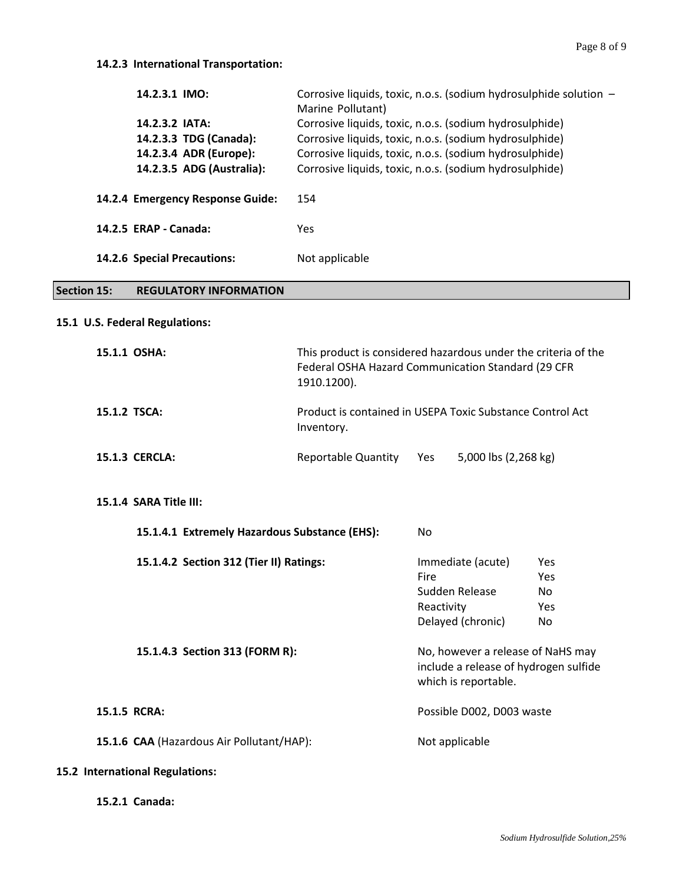**14.2.3 International Transportation:**

| | |
|---|---|
| **14.2.3.1 IMO:** | Corrosive liquids, toxic, n.o.s. (sodium hydrosulphide solution – Marine Pollutant) |
| **14.2.3.2 IATA:** | Corrosive liquids, toxic, n.o.s. (sodium hydrosulphide) |
| **14.2.3.3 TDG (Canada):** | Corrosive liquids, toxic, n.o.s. (sodium hydrosulphide) |
| **14.2.3.4 ADR (Europe):** | Corrosive liquids, toxic, n.o.s. (sodium hydrosulphide) |
| **14.2.3.5 ADG (Australia):** | Corrosive liquids, toxic, n.o.s. (sodium hydrosulphide) |

**14.2.4 Emergency Response Guide:** 154

**14.2.5 ERAP - Canada:** Yes

**14.2.6 Special Precautions:** Not applicable

## Section 15: REGULATORY INFORMATION

### 15.1 U.S. Federal Regulations:

**15.1.1 OSHA:** This product is considered hazardous under the criteria of the Federal OSHA Hazard Communication Standard (29 CFR 1910.1200).

**15.1.2 TSCA:** Product is contained in USEPA Toxic Substance Control Act Inventory.

**15.1.3 CERCLA:** Reportable Quantity Yes 5,000 lbs (2,268 kg)

**15.1.4 SARA Title III:**

**15.1.4.1 Extremely Hazardous Substance (EHS):** No

**15.1.4.2 Section 312 (Tier II) Ratings:**

| | |
|---|---|
| Immediate (acute) | Yes |
| Fire | Yes |
| Sudden Release | No |
| Reactivity | Yes |
| Delayed (chronic) | No |

**15.1.4.3 Section 313 (FORM R):** No, however a release of NaHS may include a release of hydrogen sulfide which is reportable.

**15.1.5 RCRA:** Possible D002, D003 waste

**15.1.6 CAA** (Hazardous Air Pollutant/HAP): Not applicable

### 15.2 International Regulations:

**15.2.1 Canada:**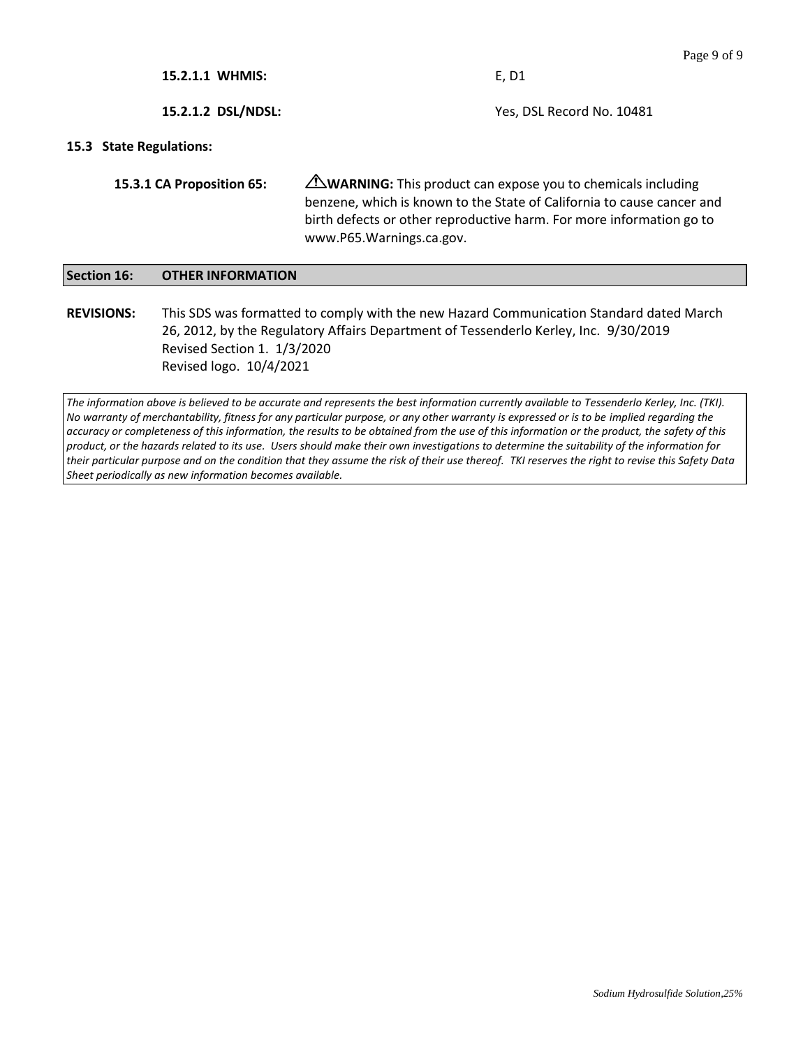**15.2.1.1 WHMIS:** E, D1

**15.2.1.2 DSL/NDSL:** Yes, DSL Record No. 10481

**15.3 State Regulations:**

**15.3.1 CA Proposition 65:** ⚠**WARNING:** This product can expose you to chemicals including benzene, which is known to the State of California to cause cancer and birth defects or other reproductive harm. For more information go to www.P65.Warnings.ca.gov.

## Section 16: OTHER INFORMATION

**REVISIONS:** This SDS was formatted to comply with the new Hazard Communication Standard dated March 26, 2012, by the Regulatory Affairs Department of Tessenderlo Kerley, Inc. 9/30/2019
Revised Section 1. 1/3/2020
Revised logo. 10/4/2021

*The information above is believed to be accurate and represents the best information currently available to Tessenderlo Kerley, Inc. (TKI). No warranty of merchantability, fitness for any particular purpose, or any other warranty is expressed or is to be implied regarding the accuracy or completeness of this information, the results to be obtained from the use of this information or the product, the safety of this product, or the hazards related to its use. Users should make their own investigations to determine the suitability of the information for their particular purpose and on the condition that they assume the risk of their use thereof. TKI reserves the right to revise this Safety Data Sheet periodically as new information becomes available.*